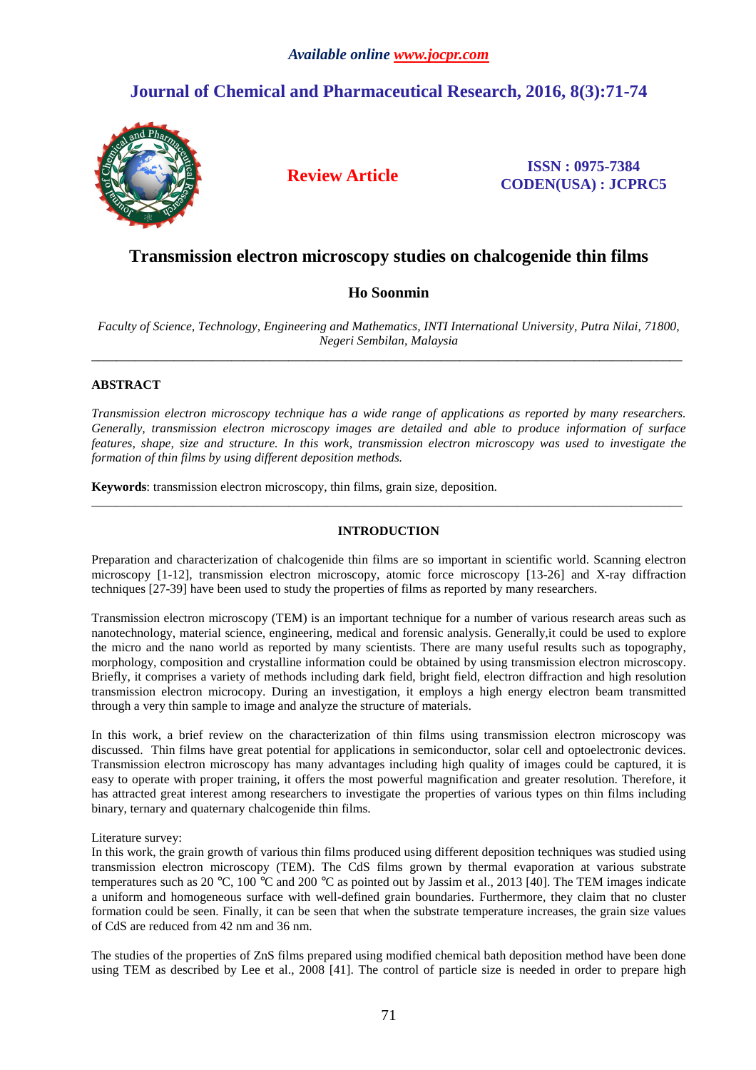*Available online www.jocpr.com*

**Journal of Chemical and Pharmaceutical Research, 2016, 8(3):71-74**

**Review Article**

**ISSN : 0975-7384**
**CODEN(USA) : JCPRC5**

# Transmission electron microscopy studies on chalcogenide thin films

**Ho Soonmin**

*Faculty of Science, Technology, Engineering and Mathematics, INTI International University, Putra Nilai, 71800, Negeri Sembilan, Malaysia*

---

## ABSTRACT

*Transmission electron microscopy technique has a wide range of applications as reported by many researchers. Generally, transmission electron microscopy images are detailed and able to produce information of surface features, shape, size and structure. In this work, transmission electron microscopy was used to investigate the formation of thin films by using different deposition methods.*

**Keywords**: transmission electron microscopy, thin films, grain size, deposition.

---

## INTRODUCTION

Preparation and characterization of chalcogenide thin films are so important in scientific world. Scanning electron microscopy [1-12], transmission electron microscopy, atomic force microscopy [13-26] and X-ray diffraction techniques [27-39] have been used to study the properties of films as reported by many researchers.

Transmission electron microscopy (TEM) is an important technique for a number of various research areas such as nanotechnology, material science, engineering, medical and forensic analysis. Generally,it could be used to explore the micro and the nano world as reported by many scientists. There are many useful results such as topography, morphology, composition and crystalline information could be obtained by using transmission electron microscopy. Briefly, it comprises a variety of methods including dark field, bright field, electron diffraction and high resolution transmission electron microcopy. During an investigation, it employs a high energy electron beam transmitted through a very thin sample to image and analyze the structure of materials.

In this work, a brief review on the characterization of thin films using transmission electron microscopy was discussed. Thin films have great potential for applications in semiconductor, solar cell and optoelectronic devices. Transmission electron microscopy has many advantages including high quality of images could be captured, it is easy to operate with proper training, it offers the most powerful magnification and greater resolution. Therefore, it has attracted great interest among researchers to investigate the properties of various types on thin films including binary, ternary and quaternary chalcogenide thin films.

Literature survey:
In this work, the grain growth of various thin films produced using different deposition techniques was studied using transmission electron microscopy (TEM). The CdS films grown by thermal evaporation at various substrate temperatures such as 20 °C, 100 °C and 200 °C as pointed out by Jassim et al., 2013 [40]. The TEM images indicate a uniform and homogeneous surface with well-defined grain boundaries. Furthermore, they claim that no cluster formation could be seen. Finally, it can be seen that when the substrate temperature increases, the grain size values of CdS are reduced from 42 nm and 36 nm.

The studies of the properties of ZnS films prepared using modified chemical bath deposition method have been done using TEM as described by Lee et al., 2008 [41]. The control of particle size is needed in order to prepare high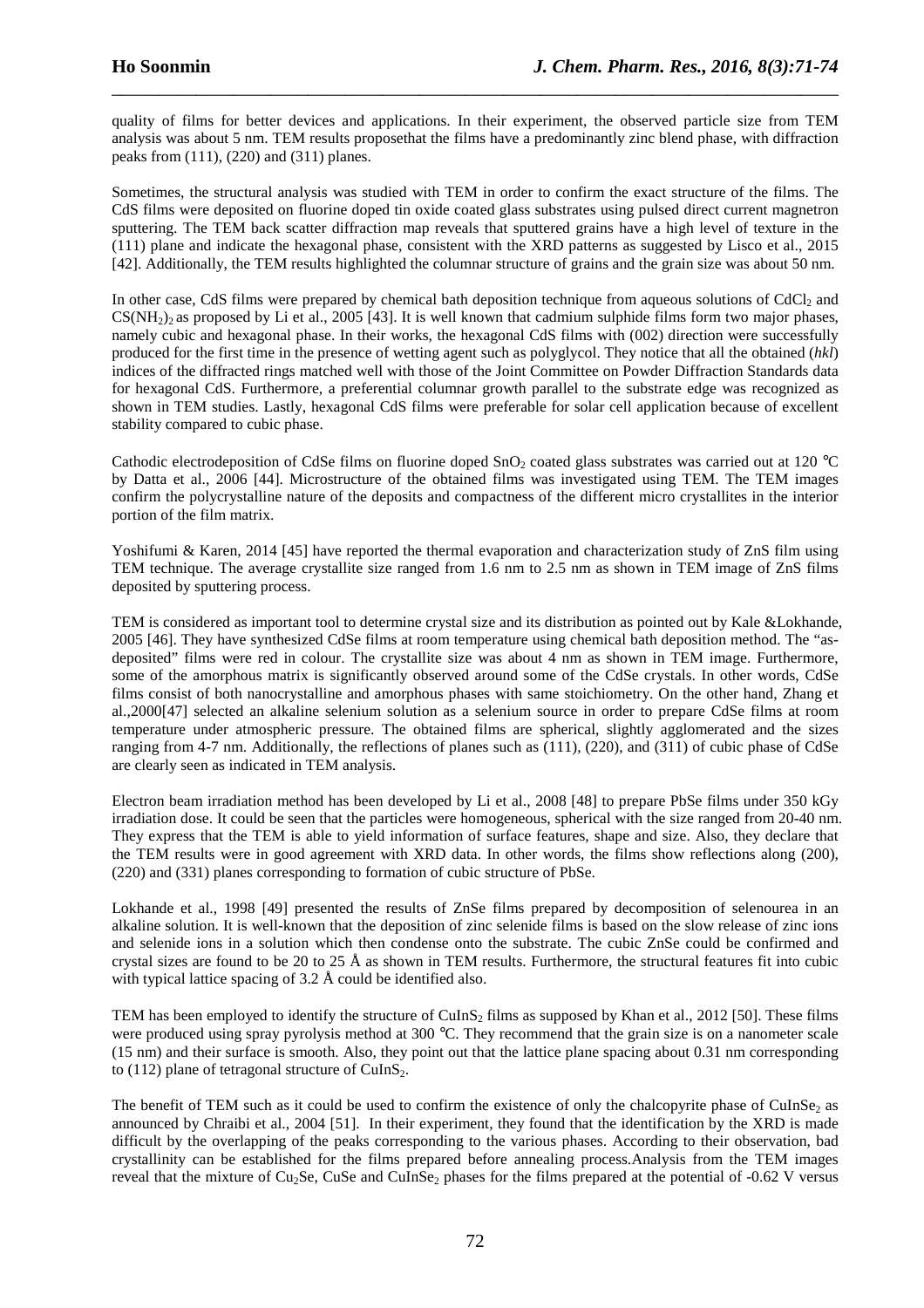quality of films for better devices and applications. In their experiment, the observed particle size from TEM analysis was about 5 nm. TEM results proposethat the films have a predominantly zinc blend phase, with diffraction peaks from (111), (220) and (311) planes.

Sometimes, the structural analysis was studied with TEM in order to confirm the exact structure of the films. The CdS films were deposited on fluorine doped tin oxide coated glass substrates using pulsed direct current magnetron sputtering. The TEM back scatter diffraction map reveals that sputtered grains have a high level of texture in the (111) plane and indicate the hexagonal phase, consistent with the XRD patterns as suggested by Lisco et al., 2015 [42]. Additionally, the TEM results highlighted the columnar structure of grains and the grain size was about 50 nm.

In other case, CdS films were prepared by chemical bath deposition technique from aqueous solutions of $CdCl_2$ and $CS(NH_2)_2$ as proposed by Li et al., 2005 [43]. It is well known that cadmium sulphide films form two major phases, namely cubic and hexagonal phase. In their works, the hexagonal CdS films with (002) direction were successfully produced for the first time in the presence of wetting agent such as polyglycol. They notice that all the obtained (*hkl*) indices of the diffracted rings matched well with those of the Joint Committee on Powder Diffraction Standards data for hexagonal CdS. Furthermore, a preferential columnar growth parallel to the substrate edge was recognized as shown in TEM studies. Lastly, hexagonal CdS films were preferable for solar cell application because of excellent stability compared to cubic phase.

Cathodic electrodeposition of CdSe films on fluorine doped $SnO_2$ coated glass substrates was carried out at 120 °C by Datta et al., 2006 [44]. Microstructure of the obtained films was investigated using TEM. The TEM images confirm the polycrystalline nature of the deposits and compactness of the different micro crystallites in the interior portion of the film matrix.

Yoshifumi & Karen, 2014 [45] have reported the thermal evaporation and characterization study of ZnS film using TEM technique. The average crystallite size ranged from 1.6 nm to 2.5 nm as shown in TEM image of ZnS films deposited by sputtering process.

TEM is considered as important tool to determine crystal size and its distribution as pointed out by Kale &Lokhande, 2005 [46]. They have synthesized CdSe films at room temperature using chemical bath deposition method. The "as-deposited" films were red in colour. The crystallite size was about 4 nm as shown in TEM image. Furthermore, some of the amorphous matrix is significantly observed around some of the CdSe crystals. In other words, CdSe films consist of both nanocrystalline and amorphous phases with same stoichiometry. On the other hand, Zhang et al.,2000[47] selected an alkaline selenium solution as a selenium source in order to prepare CdSe films at room temperature under atmospheric pressure. The obtained films are spherical, slightly agglomerated and the sizes ranging from 4-7 nm. Additionally, the reflections of planes such as (111), (220), and (311) of cubic phase of CdSe are clearly seen as indicated in TEM analysis.

Electron beam irradiation method has been developed by Li et al., 2008 [48] to prepare PbSe films under 350 kGy irradiation dose. It could be seen that the particles were homogeneous, spherical with the size ranged from 20-40 nm. They express that the TEM is able to yield information of surface features, shape and size. Also, they declare that the TEM results were in good agreement with XRD data. In other words, the films show reflections along (200), (220) and (331) planes corresponding to formation of cubic structure of PbSe.

Lokhande et al., 1998 [49] presented the results of ZnSe films prepared by decomposition of selenourea in an alkaline solution. It is well-known that the deposition of zinc selenide films is based on the slow release of zinc ions and selenide ions in a solution which then condense onto the substrate. The cubic ZnSe could be confirmed and crystal sizes are found to be 20 to 25 Å as shown in TEM results. Furthermore, the structural features fit into cubic with typical lattice spacing of 3.2 Å could be identified also.

TEM has been employed to identify the structure of $CuInS_2$ films as supposed by Khan et al., 2012 [50]. These films were produced using spray pyrolysis method at 300 °C. They recommend that the grain size is on a nanometer scale (15 nm) and their surface is smooth. Also, they point out that the lattice plane spacing about 0.31 nm corresponding to (112) plane of tetragonal structure of $CuInS_2$.

The benefit of TEM such as it could be used to confirm the existence of only the chalcopyrite phase of $CuInSe_2$ as announced by Chraibi et al., 2004 [51]. In their experiment, they found that the identification by the XRD is made difficult by the overlapping of the peaks corresponding to the various phases. According to their observation, bad crystallinity can be established for the films prepared before annealing process.Analysis from the TEM images reveal that the mixture of $Cu_2Se$, CuSe and $CuInSe_2$ phases for the films prepared at the potential of -0.62 V versus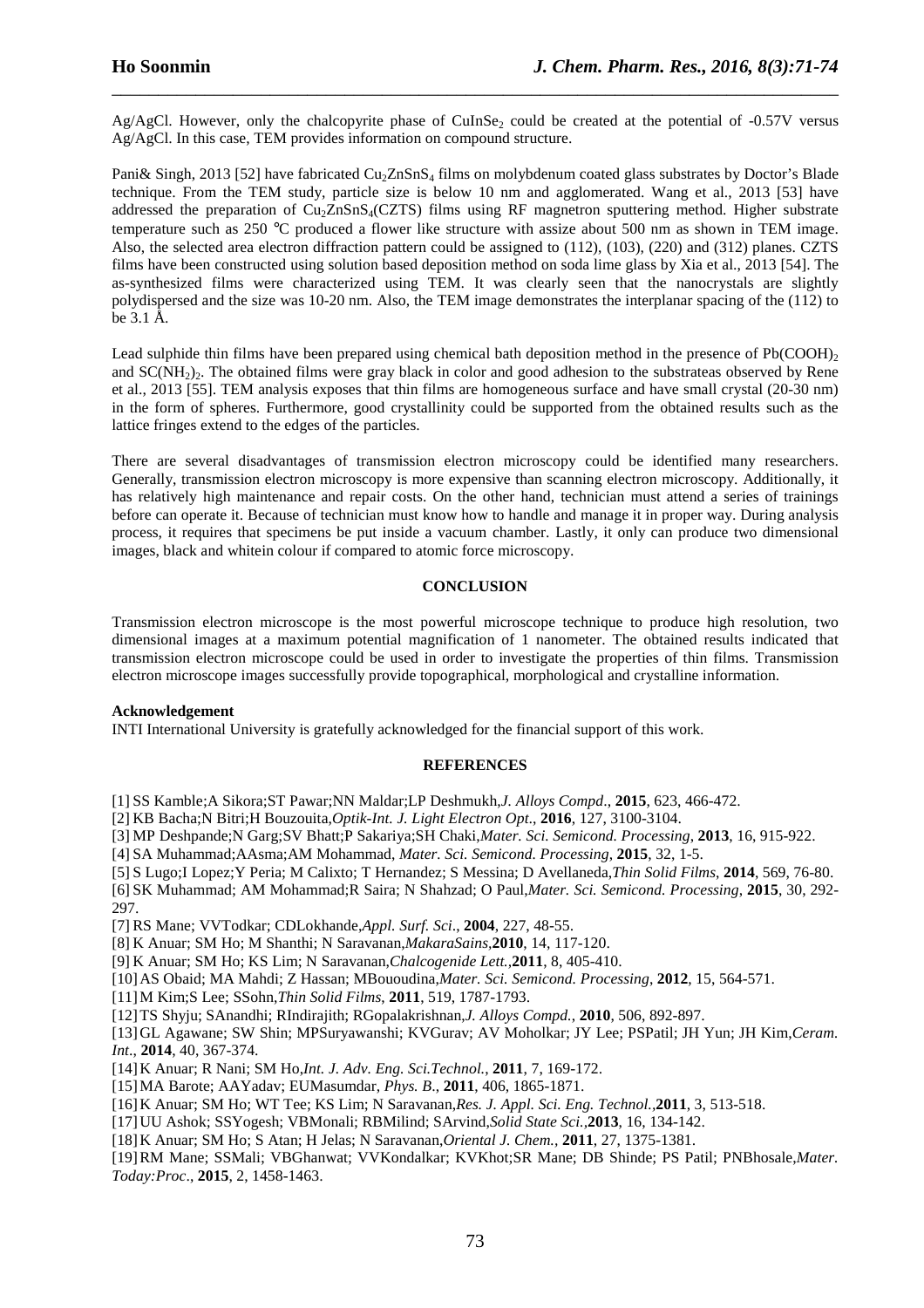Ag/AgCl. However, only the chalcopyrite phase of $CuInSe_2$ could be created at the potential of -0.57V versus Ag/AgCl. In this case, TEM provides information on compound structure.

Pani& Singh, 2013 [52] have fabricated $Cu_2ZnSnS_4$ films on molybdenum coated glass substrates by Doctor's Blade technique. From the TEM study, particle size is below 10 nm and agglomerated. Wang et al., 2013 [53] have addressed the preparation of $Cu_2ZnSnS_4$(CZTS) films using RF magnetron sputtering method. Higher substrate temperature such as 250 °C produced a flower like structure with assize about 500 nm as shown in TEM image. Also, the selected area electron diffraction pattern could be assigned to (112), (103), (220) and (312) planes. CZTS films have been constructed using solution based deposition method on soda lime glass by Xia et al., 2013 [54]. The as-synthesized films were characterized using TEM. It was clearly seen that the nanocrystals are slightly polydispersed and the size was 10-20 nm. Also, the TEM image demonstrates the interplanar spacing of the (112) to be 3.1 Å.

Lead sulphide thin films have been prepared using chemical bath deposition method in the presence of $Pb(COOH)_2$ and $SC(NH_2)_2$. The obtained films were gray black in color and good adhesion to the substrateas observed by Rene et al., 2013 [55]. TEM analysis exposes that thin films are homogeneous surface and have small crystal (20-30 nm) in the form of spheres. Furthermore, good crystallinity could be supported from the obtained results such as the lattice fringes extend to the edges of the particles.

There are several disadvantages of transmission electron microscopy could be identified many researchers. Generally, transmission electron microscopy is more expensive than scanning electron microscopy. Additionally, it has relatively high maintenance and repair costs. On the other hand, technician must attend a series of trainings before can operate it. Because of technician must know how to handle and manage it in proper way. During analysis process, it requires that specimens be put inside a vacuum chamber. Lastly, it only can produce two dimensional images, black and whitein colour if compared to atomic force microscopy.

## CONCLUSION

Transmission electron microscope is the most powerful microscope technique to produce high resolution, two dimensional images at a maximum potential magnification of 1 nanometer. The obtained results indicated that transmission electron microscope could be used in order to investigate the properties of thin films. Transmission electron microscope images successfully provide topographical, morphological and crystalline information.

**Acknowledgement**

INTI International University is gratefully acknowledged for the financial support of this work.

## REFERENCES

[1] SS Kamble;A Sikora;ST Pawar;NN Maldar;LP Deshmukh,*J. Alloys Compd*., **2015**, 623, 466-472.

[2] KB Bacha;N Bitri;H Bouzouita,*Optik-Int. J. Light Electron Opt*., **2016**, 127, 3100-3104.

[3] MP Deshpande;N Garg;SV Bhatt;P Sakariya;SH Chaki,*Mater. Sci. Semicond. Processing*, **2013**, 16, 915-922.

[4] SA Muhammad;AAsma;AM Mohammad, *Mater. Sci. Semicond. Processing*, **2015**, 32, 1-5.

[5] S Lugo;I Lopez;Y Peria; M Calixto; T Hernandez; S Messina; D Avellaneda,*Thin Solid Films*, **2014**, 569, 76-80.

[6] SK Muhammad; AM Mohammad;R Saira; N Shahzad; O Paul,*Mater. Sci. Semicond. Processing*, **2015**, 30, 292-297.

[7] RS Mane; VVTodkar; CDLokhande,*Appl. Surf. Sci*., **2004**, 227, 48-55.

[8] K Anuar; SM Ho; M Shanthi; N Saravanan,*MakaraSains*,**2010**, 14, 117-120.

[9] K Anuar; SM Ho; KS Lim; N Saravanan,*Chalcogenide Lett.*,**2011**, 8, 405-410.

[10] AS Obaid; MA Mahdi; Z Hassan; MBououdina,*Mater. Sci. Semicond. Processing*, **2012**, 15, 564-571.

[11] M Kim;S Lee; SSohn,*Thin Solid Films*, **2011**, 519, 1787-1793.

[12] TS Shyju; SAnandhi; RIndirajith; RGopalakrishnan,*J. Alloys Compd.*, **2010**, 506, 892-897.

[13] GL Agawane; SW Shin; MPSuryawanshi; KVGurav; AV Moholkar; JY Lee; PSPatil; JH Yun; JH Kim,*Ceram. Int*., **2014**, 40, 367-374.

[14] K Anuar; R Nani; SM Ho,*Int. J. Adv. Eng. Sci.Technol.*, **2011**, 7, 169-172.

[15] MA Barote; AAYadav; EUMasumdar, *Phys. B*., **2011**, 406, 1865-1871.

[16] K Anuar; SM Ho; WT Tee; KS Lim; N Saravanan,*Res. J. Appl. Sci. Eng. Technol*.,**2011**, 3, 513-518.

[17] UU Ashok; SSYogesh; VBMonali; RBMilind; SArvind,*Solid State Sci.*,**2013**, 16, 134-142.

[18] K Anuar; SM Ho; S Atan; H Jelas; N Saravanan,*Oriental J. Chem.*, **2011**, 27, 1375-1381.

[19] RM Mane; SSMali; VBGhanwat; VVKondalkar; KVKhot;SR Mane; DB Shinde; PS Patil; PNBhosale,*Mater. Today:Proc*., **2015**, 2, 1458-1463.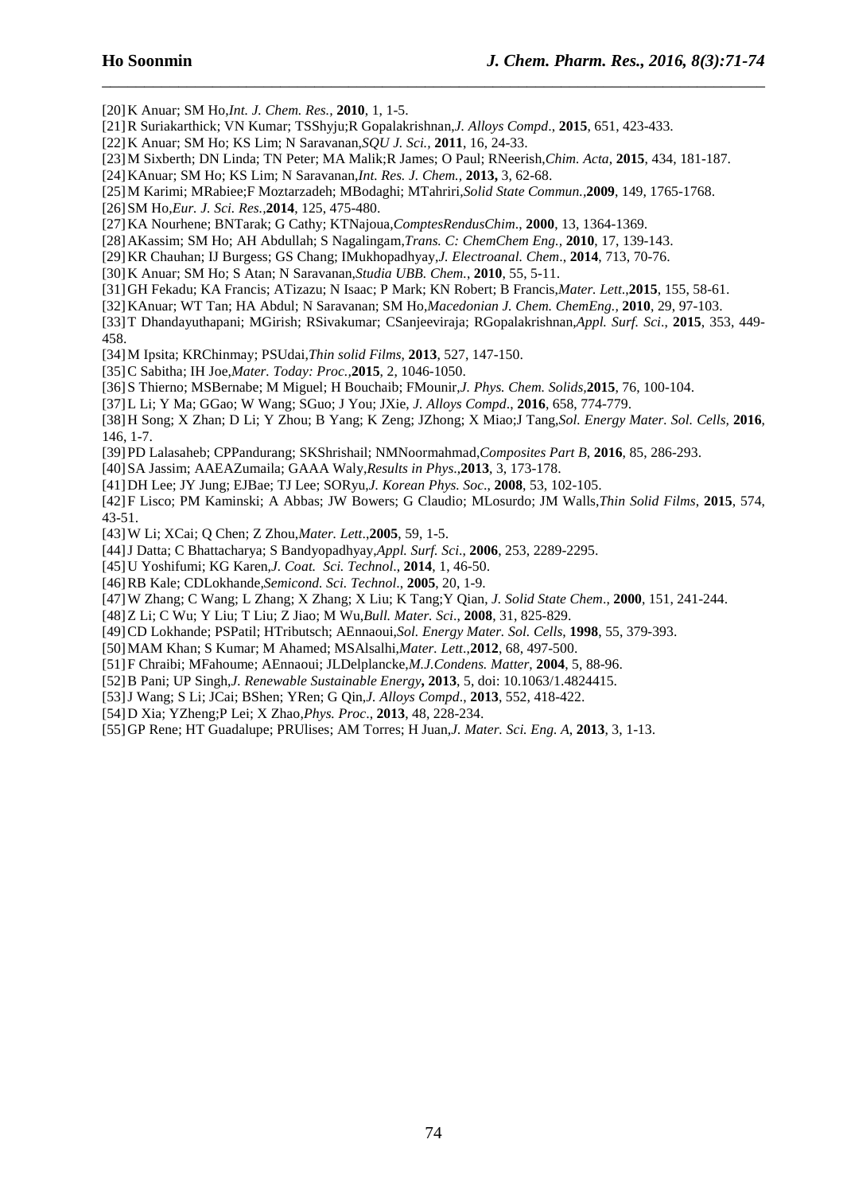[20] K Anuar; SM Ho, *Int. J. Chem. Res.*, **2010**, 1, 1-5.

[21] R Suriakarthick; VN Kumar; TSShyju;R Gopalakrishnan,*J. Alloys Compd*., **2015**, 651, 423-433.

[22] K Anuar; SM Ho; KS Lim; N Saravanan,*SQU J. Sci.*, **2011**, 16, 24-33.

[23] M Sixberth; DN Linda; TN Peter; MA Malik;R James; O Paul; RNeerish,*Chim. Acta*, **2015**, 434, 181-187.

[24] KAnuar; SM Ho; KS Lim; N Saravanan,*Int. Res. J. Chem.*, **2013,** 3, 62-68.

[25] M Karimi; MRabiee;F Moztarzadeh; MBodaghi; MTahriri,*Solid State Commun.*,**2009**, 149, 1765-1768.

[26] SM Ho,*Eur. J. Sci. Res.*,**2014**, 125, 475-480.

[27] KA Nourhene; BNTarak; G Cathy; KTNajoua,*ComptesRendusChim*., **2000**, 13, 1364-1369.

[28] AKassim; SM Ho; AH Abdullah; S Nagalingam,*Trans. C: ChemChem Eng.*, **2010**, 17, 139-143.

[29] KR Chauhan; IJ Burgess; GS Chang; IMukhopadhyay,*J. Electroanal. Chem*., **2014**, 713, 70-76.

[30] K Anuar; SM Ho; S Atan; N Saravanan,*Studia UBB. Chem.*, **2010**, 55, 5-11.

[31] GH Fekadu; KA Francis; ATizazu; N Isaac; P Mark; KN Robert; B Francis,*Mater. Lett.*,**2015**, 155, 58-61.

[32] KAnuar; WT Tan; HA Abdul; N Saravanan; SM Ho,*Macedonian J. Chem. ChemEng.*, **2010**, 29, 97-103.

[33] T Dhandayuthapani; MGirish; RSivakumar; CSanjeeviraja; RGopalakrishnan,*Appl. Surf. Sci*., **2015**, 353, 449-458.

[34] M Ipsita; KRChinmay; PSUdai,*Thin solid Films*, **2013**, 527, 147-150.

[35] C Sabitha; IH Joe,*Mater. Today: Proc*.,**2015**, 2, 1046-1050.

[36] S Thierno; MSBernabe; M Miguel; H Bouchaib; FMounir,*J. Phys. Chem. Solids*,**2015**, 76, 100-104.

[37] L Li; Y Ma; GGao; W Wang; SGuo; J You; JXie, *J. Alloys Compd*., **2016**, 658, 774-779.

[38] H Song; X Zhan; D Li; Y Zhou; B Yang; K Zeng; JZhong; X Miao;J Tang,*Sol. Energy Mater. Sol. Cells*, **2016**, 146, 1-7.

[39] PD Lalasaheb; CPPandurang; SKShrishail; NMNoormahmad,*Composites Part B*, **2016**, 85, 286-293.

[40] SA Jassim; AAEAZumaila; GAAA Waly,*Results in Phys*.,**2013**, 3, 173-178.

[41] DH Lee; JY Jung; EJBae; TJ Lee; SORyu,*J. Korean Phys. Soc*., **2008**, 53, 102-105.

[42] F Lisco; PM Kaminski; A Abbas; JW Bowers; G Claudio; MLosurdo; JM Walls,*Thin Solid Films*, **2015**, 574, 43-51.

[43] W Li; XCai; Q Chen; Z Zhou,*Mater. Lett*.,**2005**, 59, 1-5.

[44] J Datta; C Bhattacharya; S Bandyopadhyay,*Appl. Surf. Sci*., **2006**, 253, 2289-2295.

[45] U Yoshifumi; KG Karen,*J. Coat. Sci. Technol*., **2014**, 1, 46-50.

[46] RB Kale; CDLokhande,*Semicond. Sci. Technol*., **2005**, 20, 1-9.

[47] W Zhang; C Wang; L Zhang; X Zhang; X Liu; K Tang;Y Qian, *J. Solid State Chem*., **2000**, 151, 241-244.

[48] Z Li; C Wu; Y Liu; T Liu; Z Jiao; M Wu,*Bull. Mater. Sci*., **2008**, 31, 825-829.

[49] CD Lokhande; PSPatil; HTributsch; AEnnaoui,*Sol. Energy Mater. Sol. Cells*, **1998**, 55, 379-393.

[50] MAM Khan; S Kumar; M Ahamed; MSAlsalhi,*Mater. Lett*.,**2012**, 68, 497-500.

[51] F Chraibi; MFahoume; AEnnaoui; JLDelplancke,*M.J.Condens. Matter*, **2004**, 5, 88-96.

[52] B Pani; UP Singh,*J. Renewable Sustainable Energy***, 2013**, 5, doi: 10.1063/1.4824415.

[53] J Wang; S Li; JCai; BShen; YRen; G Qin,*J. Alloys Compd*., **2013**, 552, 418-422.

[54] D Xia; YZheng;P Lei; X Zhao,*Phys. Proc*., **2013**, 48, 228-234.

[55] GP Rene; HT Guadalupe; PRUlises; AM Torres; H Juan,*J. Mater. Sci. Eng. A*, **2013**, 3, 1-13.